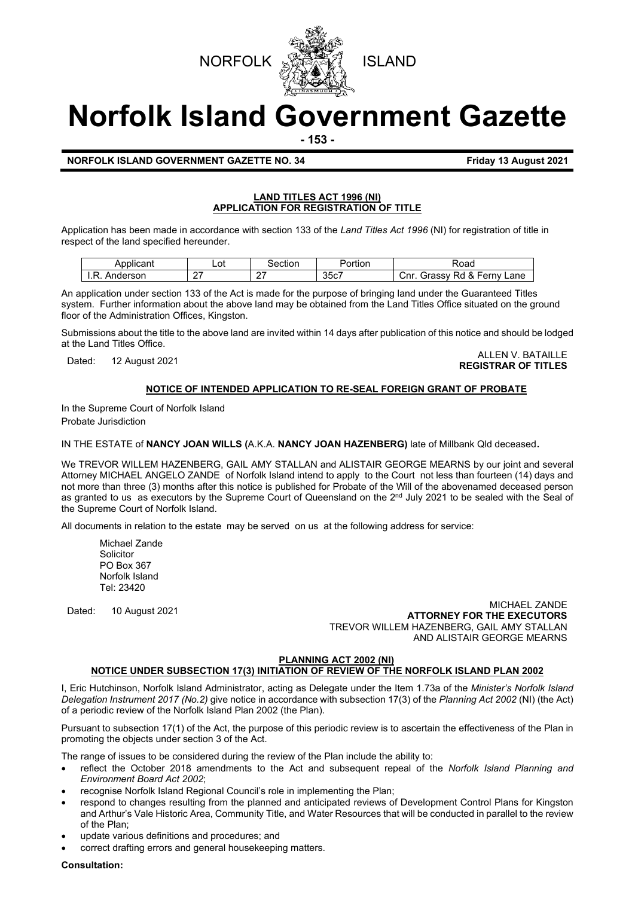NORFOLK ISLAND

# Norfolk Island Government Gazette

**NORFOLK ISLAND GOVERNMENT GAZETTE NO. 34** **Friday 13 August 2021**

## LAND TITLES ACT 1996 (NI)
## APPLICATION FOR REGISTRATION OF TITLE

Application has been made in accordance with section 133 of the *Land Titles Act 1996* (NI) for registration of title in respect of the land specified hereunder.

| Applicant | Lot | Section | Portion | Road |
|---|---|---|---|---|
| I.R. Anderson | 27 | 27 | 35c7 | Cnr. Grassy Rd & Ferny Lane |

An application under section 133 of the Act is made for the purpose of bringing land under the Guaranteed Titles system. Further information about the above land may be obtained from the Land Titles Office situated on the ground floor of the Administration Offices, Kingston.

Submissions about the title to the above land are invited within 14 days after publication of this notice and should be lodged at the Land Titles Office.

Dated: 12 August 2021

ALLEN V. BATAILLE
**REGISTRAR OF TITLES**

## NOTICE OF INTENDED APPLICATION TO RE-SEAL FOREIGN GRANT OF PROBATE

In the Supreme Court of Norfolk Island
Probate Jurisdiction

IN THE ESTATE of **NANCY JOAN WILLS (**A.K.A. **NANCY JOAN HAZENBERG)** late of Millbank Qld deceased**.**

We TREVOR WILLEM HAZENBERG, GAIL AMY STALLAN and ALISTAIR GEORGE MEARNS by our joint and several Attorney MICHAEL ANGELO ZANDE of Norfolk Island intend to apply to the Court not less than fourteen (14) days and not more than three (3) months after this notice is published for Probate of the Will of the abovenamed deceased person as granted to us as executors by the Supreme Court of Queensland on the 2nd July 2021 to be sealed with the Seal of the Supreme Court of Norfolk Island.

All documents in relation to the estate may be served on us at the following address for service:

Michael Zande
Solicitor
PO Box 367
Norfolk Island
Tel: 23420

Dated: 10 August 2021

MICHAEL ZANDE
**ATTORNEY FOR THE EXECUTORS**
TREVOR WILLEM HAZENBERG, GAIL AMY STALLAN
AND ALISTAIR GEORGE MEARNS

## PLANNING ACT 2002 (NI)
## NOTICE UNDER SUBSECTION 17(3) INITIATION OF REVIEW OF THE NORFOLK ISLAND PLAN 2002

I, Eric Hutchinson, Norfolk Island Administrator, acting as Delegate under the Item 1.73a of the *Minister's Norfolk Island Delegation Instrument 2017 (No.2)* give notice in accordance with subsection 17(3) of the *Planning Act 2002* (NI) (the Act) of a periodic review of the Norfolk Island Plan 2002 (the Plan).

Pursuant to subsection 17(1) of the Act, the purpose of this periodic review is to ascertain the effectiveness of the Plan in promoting the objects under section 3 of the Act.

The range of issues to be considered during the review of the Plan include the ability to:

- reflect the October 2018 amendments to the Act and subsequent repeal of the *Norfolk Island Planning and Environment Board Act 2002*;
- recognise Norfolk Island Regional Council's role in implementing the Plan;
- respond to changes resulting from the planned and anticipated reviews of Development Control Plans for Kingston and Arthur's Vale Historic Area, Community Title, and Water Resources that will be conducted in parallel to the review of the Plan;
- update various definitions and procedures; and
- correct drafting errors and general housekeeping matters.

**Consultation:**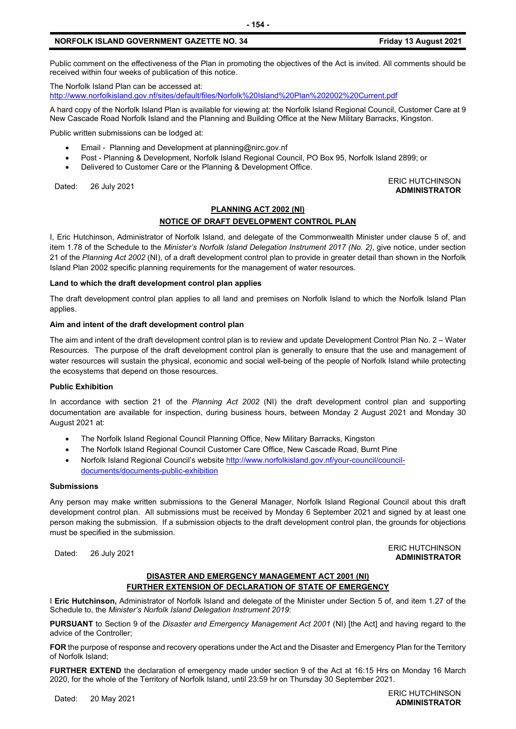Public comment on the effectiveness of the Plan in promoting the objectives of the Act is invited. All comments should be received within four weeks of publication of this notice.

The Norfolk Island Plan can be accessed at:
http://www.norfolkisland.gov.nf/sites/default/files/Norfolk%20Island%20Plan%202002%20Current.pdf

A hard copy of the Norfolk Island Plan is available for viewing at: the Norfolk Island Regional Council, Customer Care at 9 New Cascade Road Norfolk Island and the Planning and Building Office at the New Military Barracks, Kingston.

Public written submissions can be lodged at:

- Email - Planning and Development at planning@nirc.gov.nf
- Post - Planning & Development, Norfolk Island Regional Council, PO Box 95, Norfolk Island 2899; or
- Delivered to Customer Care or the Planning & Development Office.

Dated: 26 July 2021

ERIC HUTCHINSON
**ADMINISTRATOR**

## PLANNING ACT 2002 (NI)

## NOTICE OF DRAFT DEVELOPMENT CONTROL PLAN

I, Eric Hutchinson, Administrator of Norfolk Island, and delegate of the Commonwealth Minister under clause 5 of, and item 1.78 of the Schedule to the *Minister's Norfolk Island Delegation Instrument 2017 (No. 2)*, give notice, under section 21 of the *Planning Act 2002* (NI), of a draft development control plan to provide in greater detail than shown in the Norfolk Island Plan 2002 specific planning requirements for the management of water resources.

**Land to which the draft development control plan applies**

The draft development control plan applies to all land and premises on Norfolk Island to which the Norfolk Island Plan applies.

**Aim and intent of the draft development control plan**

The aim and intent of the draft development control plan is to review and update Development Control Plan No. 2 – Water Resources. The purpose of the draft development control plan is generally to ensure that the use and management of water resources will sustain the physical, economic and social well-being of the people of Norfolk Island while protecting the ecosystems that depend on those resources.

**Public Exhibition**

In accordance with section 21 of the *Planning Act 2002* (NI) the draft development control plan and supporting documentation are available for inspection, during business hours, between Monday 2 August 2021 and Monday 30 August 2021 at:

- The Norfolk Island Regional Council Planning Office, New Military Barracks, Kingston
- The Norfolk Island Regional Council Customer Care Office, New Cascade Road, Burnt Pine
- Norfolk Island Regional Council's website http://www.norfolkisland.gov.nf/your-council/council-documents/documents-public-exhibition

**Submissions**

Any person may make written submissions to the General Manager, Norfolk Island Regional Council about this draft development control plan. All submissions must be received by Monday 6 September 2021 and signed by at least one person making the submission. If a submission objects to the draft development control plan, the grounds for objections must be specified in the submission.

Dated: 26 July 2021

ERIC HUTCHINSON
**ADMINISTRATOR**

## DISASTER AND EMERGENCY MANAGEMENT ACT 2001 (NI)

## FURTHER EXTENSION OF DECLARATION OF STATE OF EMERGENCY

I **Eric Hutchinson,** Administrator of Norfolk Island and delegate of the Minister under Section 5 of, and item 1.27 of the Schedule to, the *Minister's Norfolk Island Delegation Instrument 2019*:

**PURSUANT** to Section 9 of the *Disaster and Emergency Management Act 2001* (NI) [the Act] and having regard to the advice of the Controller;

**FOR** the purpose of response and recovery operations under the Act and the Disaster and Emergency Plan for the Territory of Norfolk Island;

**FURTHER EXTEND** the declaration of emergency made under section 9 of the Act at 16:15 Hrs on Monday 16 March 2020, for the whole of the Territory of Norfolk Island, until 23:59 hr on Thursday 30 September 2021.

Dated: 20 May 2021

ERIC HUTCHINSON
**ADMINISTRATOR**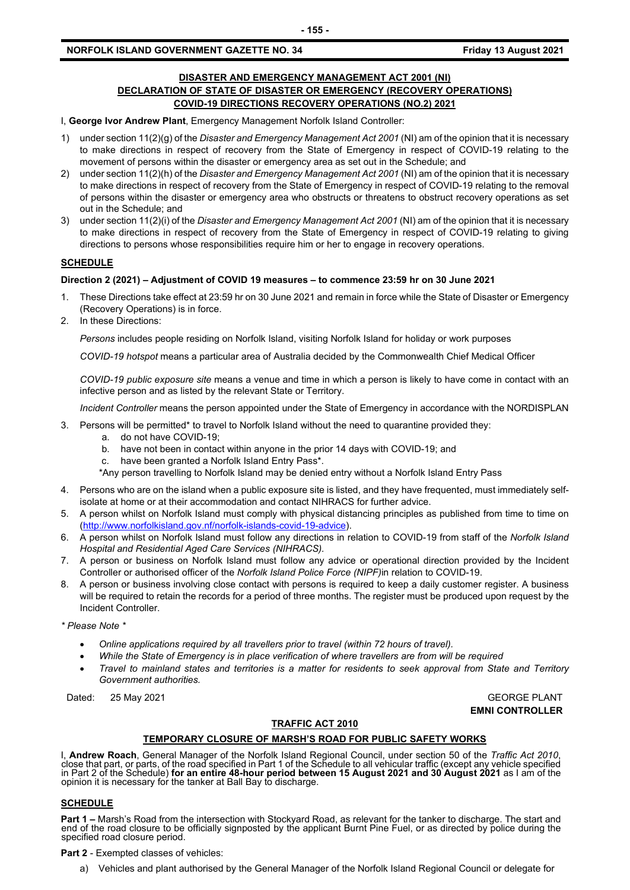## DISASTER AND EMERGENCY MANAGEMENT ACT 2001 (NI)
## DECLARATION OF STATE OF DISASTER OR EMERGENCY (RECOVERY OPERATIONS)
## COVID-19 DIRECTIONS RECOVERY OPERATIONS (NO.2) 2021

I, **George Ivor Andrew Plant**, Emergency Management Norfolk Island Controller:

1) under section 11(2)(g) of the *Disaster and Emergency Management Act 2001* (NI) am of the opinion that it is necessary to make directions in respect of recovery from the State of Emergency in respect of COVID-19 relating to the movement of persons within the disaster or emergency area as set out in the Schedule; and
2) under section 11(2)(h) of the *Disaster and Emergency Management Act 2001* (NI) am of the opinion that it is necessary to make directions in respect of recovery from the State of Emergency in respect of COVID-19 relating to the removal of persons within the disaster or emergency area who obstructs or threatens to obstruct recovery operations as set out in the Schedule; and
3) under section 11(2)(i) of the *Disaster and Emergency Management Act 2001* (NI) am of the opinion that it is necessary to make directions in respect of recovery from the State of Emergency in respect of COVID-19 relating to giving directions to persons whose responsibilities require him or her to engage in recovery operations.

### SCHEDULE

**Direction 2 (2021) – Adjustment of COVID 19 measures – to commence 23:59 hr on 30 June 2021**

1. These Directions take effect at 23:59 hr on 30 June 2021 and remain in force while the State of Disaster or Emergency (Recovery Operations) is in force.
2. In these Directions:

   *Persons* includes people residing on Norfolk Island, visiting Norfolk Island for holiday or work purposes

   *COVID-19 hotspot* means a particular area of Australia decided by the Commonwealth Chief Medical Officer

   *COVID-19 public exposure site* means a venue and time in which a person is likely to have come in contact with an infective person and as listed by the relevant State or Territory.

   *Incident Controller* means the person appointed under the State of Emergency in accordance with the NORDISPLAN

3. Persons will be permitted* to travel to Norfolk Island without the need to quarantine provided they:
   a. do not have COVID-19;
   b. have not been in contact within anyone in the prior 14 days with COVID-19; and
   c. have been granted a Norfolk Island Entry Pass*.

   *Any person travelling to Norfolk Island may be denied entry without a Norfolk Island Entry Pass

4. Persons who are on the island when a public exposure site is listed, and they have frequented, must immediately self-isolate at home or at their accommodation and contact NIHRACS for further advice.
5. A person whilst on Norfolk Island must comply with physical distancing principles as published from time to time on (http://www.norfolkisland.gov.nf/norfolk-islands-covid-19-advice).
6. A person whilst on Norfolk Island must follow any directions in relation to COVID-19 from staff of the *Norfolk Island Hospital and Residential Aged Care Services (NIHRACS).*
7. A person or business on Norfolk Island must follow any advice or operational direction provided by the Incident Controller or authorised officer of the *Norfolk Island Police Force (NIPF)*in relation to COVID-19.
8. A person or business involving close contact with persons is required to keep a daily customer register. A business will be required to retain the records for a period of three months. The register must be produced upon request by the Incident Controller.

*\* Please Note \**

- *Online applications required by all travellers prior to travel (within 72 hours of travel).*
- *While the State of Emergency is in place verification of where travellers are from will be required*
- *Travel to mainland states and territories is a matter for residents to seek approval from State and Territory Government authorities.*

Dated: 25 May 2021

GEORGE PLANT
**EMNI CONTROLLER**

## TRAFFIC ACT 2010

### TEMPORARY CLOSURE OF MARSH'S ROAD FOR PUBLIC SAFETY WORKS

I, **Andrew Roach**, General Manager of the Norfolk Island Regional Council, under section 50 of the *Traffic Act 2010*, close that part, or parts, of the road specified in Part 1 of the Schedule to all vehicular traffic (except any vehicle specified in Part 2 of the Schedule) **for an entire 48-hour period between 15 August 2021 and 30 August 2021** as I am of the opinion it is necessary for the tanker at Ball Bay to discharge.

### SCHEDULE

**Part 1 –** Marsh's Road from the intersection with Stockyard Road, as relevant for the tanker to discharge. The start and end of the road closure to be officially signposted by the applicant Burnt Pine Fuel, or as directed by police during the specified road closure period.

**Part 2** - Exempted classes of vehicles:

a) Vehicles and plant authorised by the General Manager of the Norfolk Island Regional Council or delegate for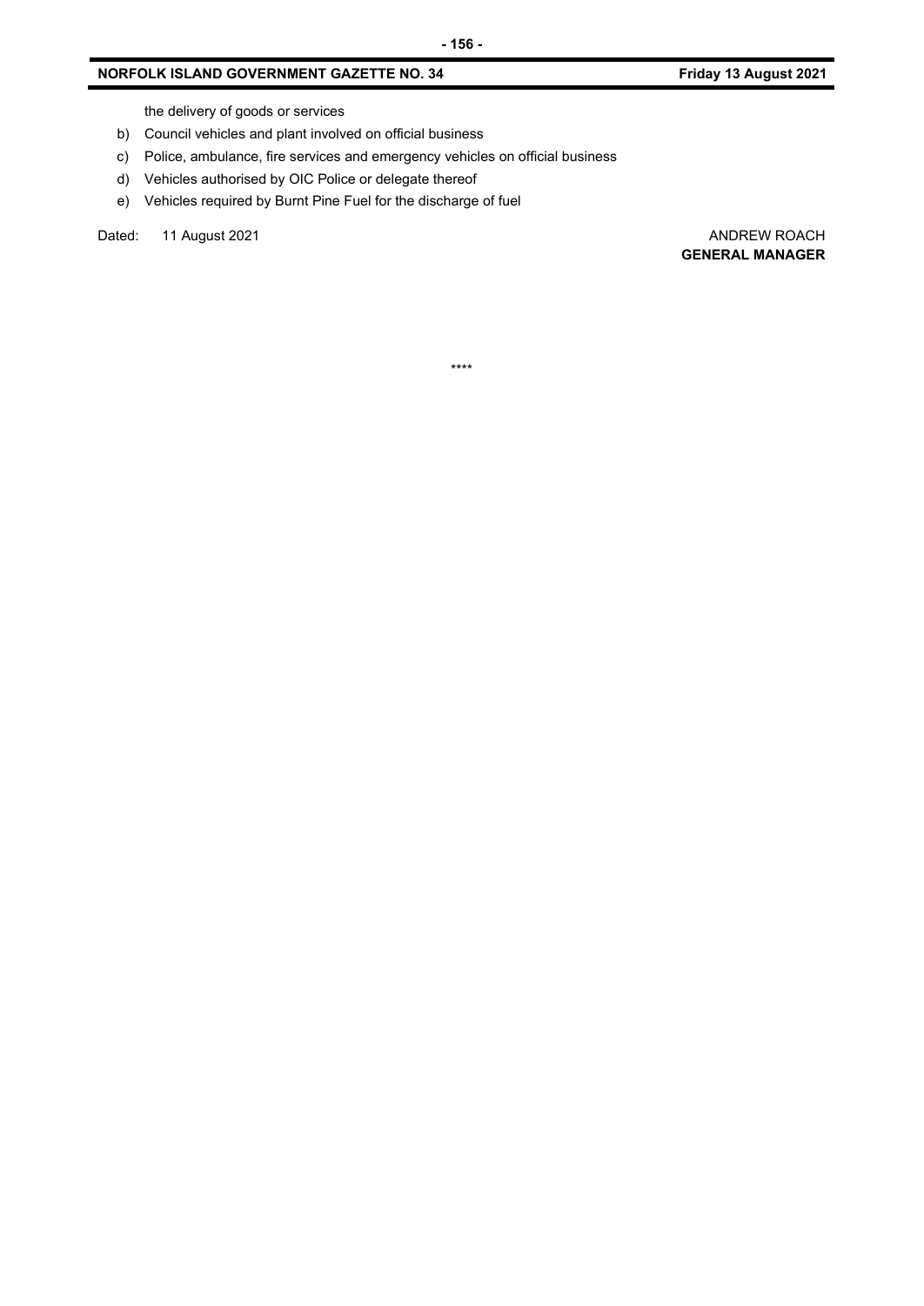the delivery of goods or services

b) Council vehicles and plant involved on official business
c) Police, ambulance, fire services and emergency vehicles on official business
d) Vehicles authorised by OIC Police or delegate thereof
e) Vehicles required by Burnt Pine Fuel for the discharge of fuel

Dated: 11 August 2021

ANDREW ROACH
**GENERAL MANAGER**

****